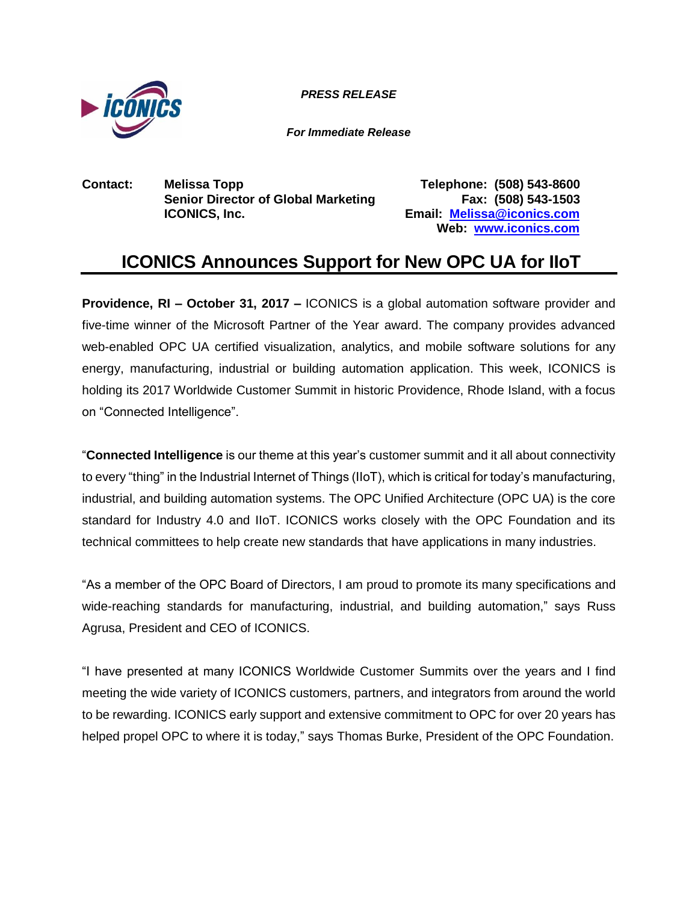***PRESS RELEASE***

***For Immediate Release***

**Contact:** **Melissa Topp**
**Senior Director of Global Marketing**
**ICONICS, Inc.**

**Telephone: (508) 543-8600**
**Fax: (508) 543-1503**
**Email: [Melissa@iconics.com](mailto:Melissa@iconics.com)**
**Web: [www.iconics.com](http://www.iconics.com)**

# ICONICS Announces Support for New OPC UA for IIoT

**Providence, RI – October 31, 2017 –** ICONICS is a global automation software provider and five-time winner of the Microsoft Partner of the Year award. The company provides advanced web-enabled OPC UA certified visualization, analytics, and mobile software solutions for any energy, manufacturing, industrial or building automation application. This week, ICONICS is holding its 2017 Worldwide Customer Summit in historic Providence, Rhode Island, with a focus on "Connected Intelligence".

"**Connected Intelligence** is our theme at this year's customer summit and it all about connectivity to every "thing" in the Industrial Internet of Things (IIoT), which is critical for today's manufacturing, industrial, and building automation systems. The OPC Unified Architecture (OPC UA) is the core standard for Industry 4.0 and IIoT. ICONICS works closely with the OPC Foundation and its technical committees to help create new standards that have applications in many industries.

"As a member of the OPC Board of Directors, I am proud to promote its many specifications and wide-reaching standards for manufacturing, industrial, and building automation," says Russ Agrusa, President and CEO of ICONICS.

"I have presented at many ICONICS Worldwide Customer Summits over the years and I find meeting the wide variety of ICONICS customers, partners, and integrators from around the world to be rewarding. ICONICS early support and extensive commitment to OPC for over 20 years has helped propel OPC to where it is today," says Thomas Burke, President of the OPC Foundation.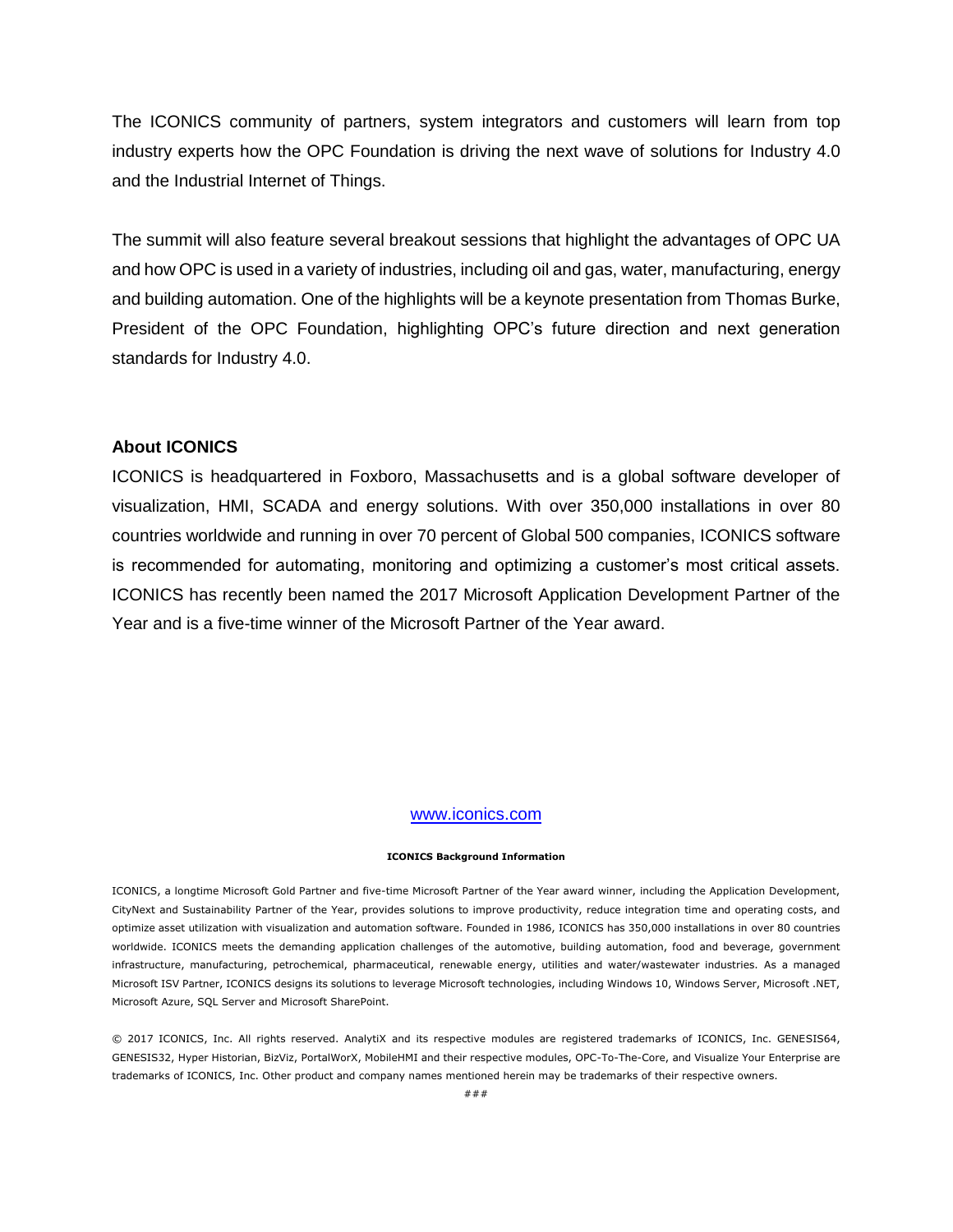The ICONICS community of partners, system integrators and customers will learn from top industry experts how the OPC Foundation is driving the next wave of solutions for Industry 4.0 and the Industrial Internet of Things.

The summit will also feature several breakout sessions that highlight the advantages of OPC UA and how OPC is used in a variety of industries, including oil and gas, water, manufacturing, energy and building automation. One of the highlights will be a keynote presentation from Thomas Burke, President of the OPC Foundation, highlighting OPC's future direction and next generation standards for Industry 4.0.

**About ICONICS**

ICONICS is headquartered in Foxboro, Massachusetts and is a global software developer of visualization, HMI, SCADA and energy solutions. With over 350,000 installations in over 80 countries worldwide and running in over 70 percent of Global 500 companies, ICONICS software is recommended for automating, monitoring and optimizing a customer's most critical assets. ICONICS has recently been named the 2017 Microsoft Application Development Partner of the Year and is a five-time winner of the Microsoft Partner of the Year award.

www.iconics.com

**ICONICS Background Information**

ICONICS, a longtime Microsoft Gold Partner and five-time Microsoft Partner of the Year award winner, including the Application Development, CityNext and Sustainability Partner of the Year, provides solutions to improve productivity, reduce integration time and operating costs, and optimize asset utilization with visualization and automation software. Founded in 1986, ICONICS has 350,000 installations in over 80 countries worldwide. ICONICS meets the demanding application challenges of the automotive, building automation, food and beverage, government infrastructure, manufacturing, petrochemical, pharmaceutical, renewable energy, utilities and water/wastewater industries. As a managed Microsoft ISV Partner, ICONICS designs its solutions to leverage Microsoft technologies, including Windows 10, Windows Server, Microsoft .NET, Microsoft Azure, SQL Server and Microsoft SharePoint.

© 2017 ICONICS, Inc. All rights reserved. AnalytiX and its respective modules are registered trademarks of ICONICS, Inc. GENESIS64, GENESIS32, Hyper Historian, BizViz, PortalWorX, MobileHMI and their respective modules, OPC-To-The-Core, and Visualize Your Enterprise are trademarks of ICONICS, Inc. Other product and company names mentioned herein may be trademarks of their respective owners.

###